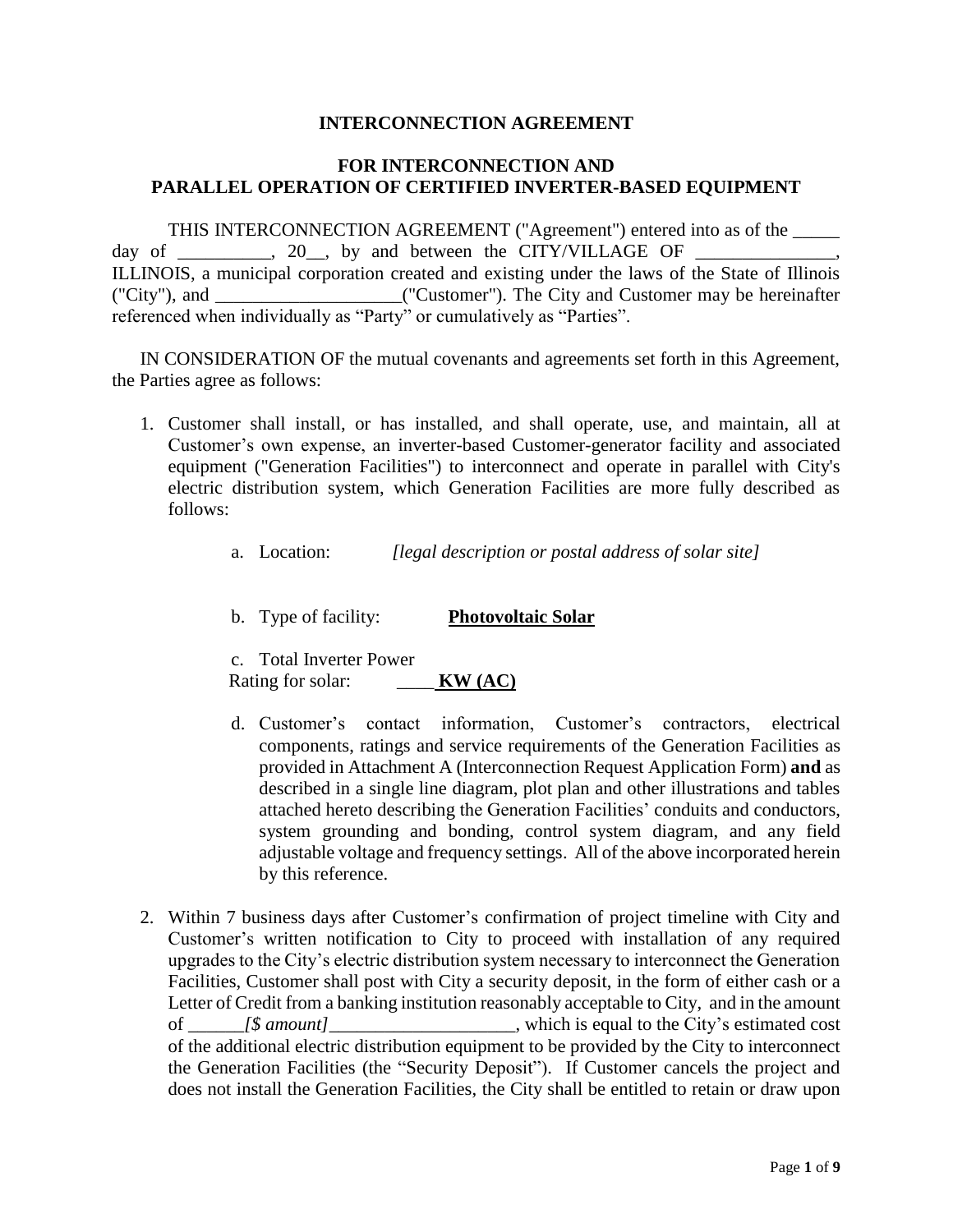**INTERCONNECTION AGREEMENT**

**FOR INTERCONNECTION AND PARALLEL OPERATION OF CERTIFIED INVERTER-BASED EQUIPMENT**

THIS INTERCONNECTION AGREEMENT ("Agreement") entered into as of the _____ day of __________, 20__, by and between the CITY/VILLAGE OF _______________, ILLINOIS, a municipal corporation created and existing under the laws of the State of Illinois ("City"), and ____________________("Customer"). The City and Customer may be hereinafter referenced when individually as "Party" or cumulatively as "Parties".

IN CONSIDERATION OF the mutual covenants and agreements set forth in this Agreement, the Parties agree as follows:

1. Customer shall install, or has installed, and shall operate, use, and maintain, all at Customer's own expense, an inverter-based Customer-generator facility and associated equipment ("Generation Facilities") to interconnect and operate in parallel with City's electric distribution system, which Generation Facilities are more fully described as follows:

   a. Location: *[legal description or postal address of solar site]*

   b. Type of facility: **Photovoltaic Solar**

   c. Total Inverter Power Rating for solar: ____ **KW (AC)**

   d. Customer's contact information, Customer's contractors, electrical components, ratings and service requirements of the Generation Facilities as provided in Attachment A (Interconnection Request Application Form) **and** as described in a single line diagram, plot plan and other illustrations and tables attached hereto describing the Generation Facilities' conduits and conductors, system grounding and bonding, control system diagram, and any field adjustable voltage and frequency settings. All of the above incorporated herein by this reference.

2. Within 7 business days after Customer's confirmation of project timeline with City and Customer's written notification to City to proceed with installation of any required upgrades to the City's electric distribution system necessary to interconnect the Generation Facilities, Customer shall post with City a security deposit, in the form of either cash or a Letter of Credit from a banking institution reasonably acceptable to City, and in the amount of ______*[$ amount]*____________________, which is equal to the City's estimated cost of the additional electric distribution equipment to be provided by the City to interconnect the Generation Facilities (the "Security Deposit"). If Customer cancels the project and does not install the Generation Facilities, the City shall be entitled to retain or draw upon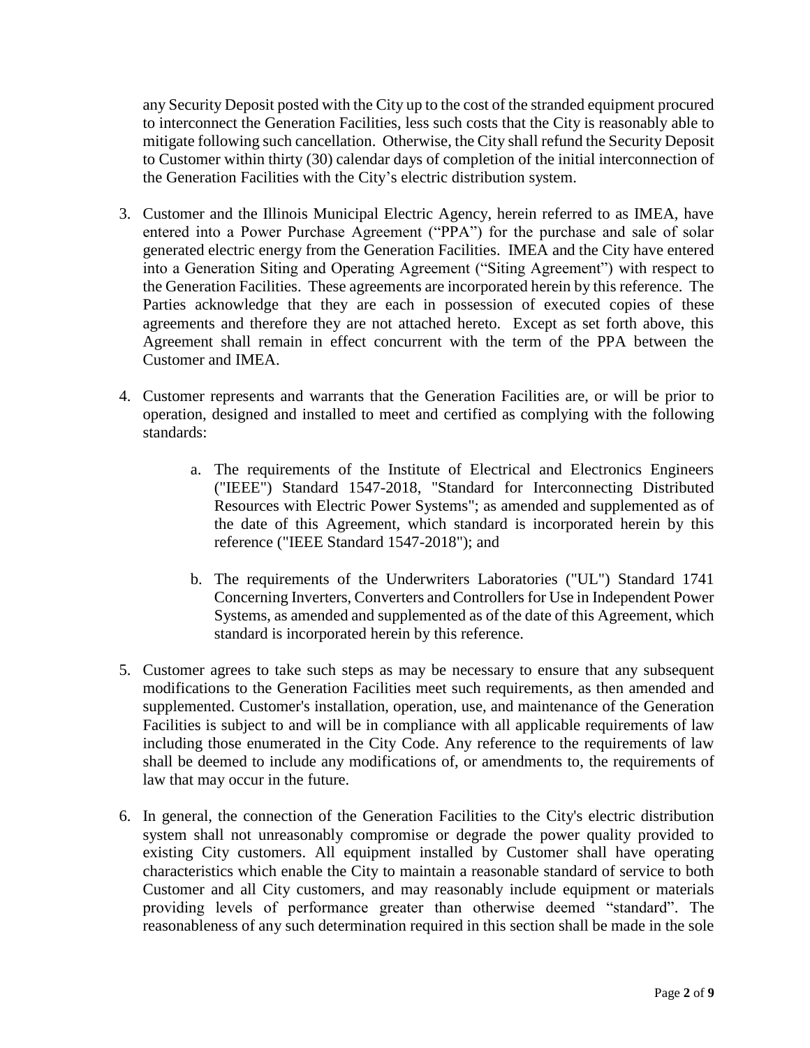any Security Deposit posted with the City up to the cost of the stranded equipment procured to interconnect the Generation Facilities, less such costs that the City is reasonably able to mitigate following such cancellation. Otherwise, the City shall refund the Security Deposit to Customer within thirty (30) calendar days of completion of the initial interconnection of the Generation Facilities with the City's electric distribution system.

3. Customer and the Illinois Municipal Electric Agency, herein referred to as IMEA, have entered into a Power Purchase Agreement ("PPA") for the purchase and sale of solar generated electric energy from the Generation Facilities. IMEA and the City have entered into a Generation Siting and Operating Agreement ("Siting Agreement") with respect to the Generation Facilities. These agreements are incorporated herein by this reference. The Parties acknowledge that they are each in possession of executed copies of these agreements and therefore they are not attached hereto. Except as set forth above, this Agreement shall remain in effect concurrent with the term of the PPA between the Customer and IMEA.

4. Customer represents and warrants that the Generation Facilities are, or will be prior to operation, designed and installed to meet and certified as complying with the following standards:

    a. The requirements of the Institute of Electrical and Electronics Engineers ("IEEE") Standard 1547-2018, "Standard for Interconnecting Distributed Resources with Electric Power Systems"; as amended and supplemented as of the date of this Agreement, which standard is incorporated herein by this reference ("IEEE Standard 1547-2018"); and

    b. The requirements of the Underwriters Laboratories ("UL") Standard 1741 Concerning Inverters, Converters and Controllers for Use in Independent Power Systems, as amended and supplemented as of the date of this Agreement, which standard is incorporated herein by this reference.

5. Customer agrees to take such steps as may be necessary to ensure that any subsequent modifications to the Generation Facilities meet such requirements, as then amended and supplemented. Customer's installation, operation, use, and maintenance of the Generation Facilities is subject to and will be in compliance with all applicable requirements of law including those enumerated in the City Code. Any reference to the requirements of law shall be deemed to include any modifications of, or amendments to, the requirements of law that may occur in the future.

6. In general, the connection of the Generation Facilities to the City's electric distribution system shall not unreasonably compromise or degrade the power quality provided to existing City customers. All equipment installed by Customer shall have operating characteristics which enable the City to maintain a reasonable standard of service to both Customer and all City customers, and may reasonably include equipment or materials providing levels of performance greater than otherwise deemed "standard". The reasonableness of any such determination required in this section shall be made in the sole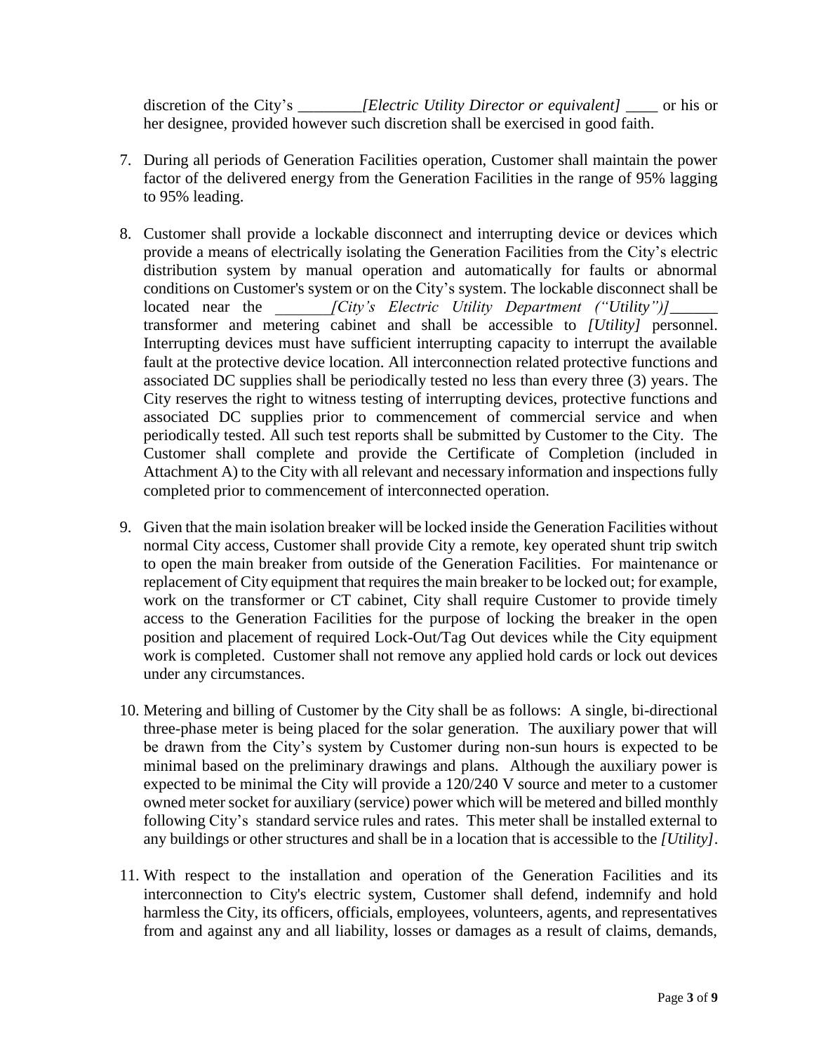discretion of the City's ________*[Electric Utility Director or equivalent]* ____ or his or her designee, provided however such discretion shall be exercised in good faith.

7. During all periods of Generation Facilities operation, Customer shall maintain the power factor of the delivered energy from the Generation Facilities in the range of 95% lagging to 95% leading.

8. Customer shall provide a lockable disconnect and interrupting device or devices which provide a means of electrically isolating the Generation Facilities from the City's electric distribution system by manual operation and automatically for faults or abnormal conditions on Customer's system or on the City's system. The lockable disconnect shall be located near the _______*[City's Electric Utility Department ("Utility")]*______ transformer and metering cabinet and shall be accessible to *[Utility]* personnel. Interrupting devices must have sufficient interrupting capacity to interrupt the available fault at the protective device location. All interconnection related protective functions and associated DC supplies shall be periodically tested no less than every three (3) years. The City reserves the right to witness testing of interrupting devices, protective functions and associated DC supplies prior to commencement of commercial service and when periodically tested. All such test reports shall be submitted by Customer to the City. The Customer shall complete and provide the Certificate of Completion (included in Attachment A) to the City with all relevant and necessary information and inspections fully completed prior to commencement of interconnected operation.

9. Given that the main isolation breaker will be locked inside the Generation Facilities without normal City access, Customer shall provide City a remote, key operated shunt trip switch to open the main breaker from outside of the Generation Facilities. For maintenance or replacement of City equipment that requires the main breaker to be locked out; for example, work on the transformer or CT cabinet, City shall require Customer to provide timely access to the Generation Facilities for the purpose of locking the breaker in the open position and placement of required Lock-Out/Tag Out devices while the City equipment work is completed. Customer shall not remove any applied hold cards or lock out devices under any circumstances.

10. Metering and billing of Customer by the City shall be as follows: A single, bi-directional three-phase meter is being placed for the solar generation. The auxiliary power that will be drawn from the City's system by Customer during non-sun hours is expected to be minimal based on the preliminary drawings and plans. Although the auxiliary power is expected to be minimal the City will provide a 120/240 V source and meter to a customer owned meter socket for auxiliary (service) power which will be metered and billed monthly following City's standard service rules and rates. This meter shall be installed external to any buildings or other structures and shall be in a location that is accessible to the *[Utility]*.

11. With respect to the installation and operation of the Generation Facilities and its interconnection to City's electric system, Customer shall defend, indemnify and hold harmless the City, its officers, officials, employees, volunteers, agents, and representatives from and against any and all liability, losses or damages as a result of claims, demands,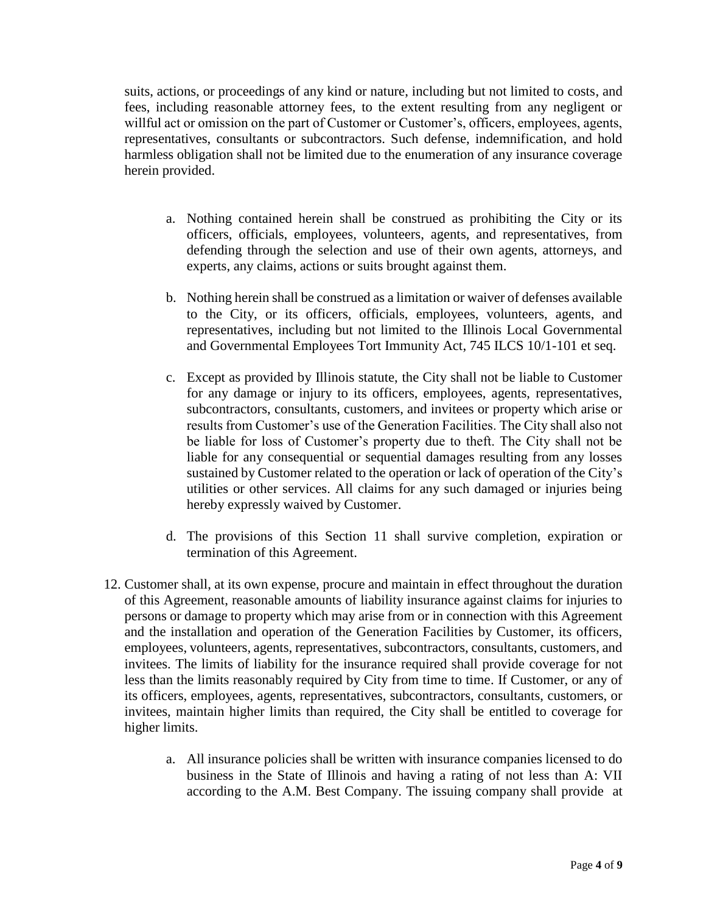suits, actions, or proceedings of any kind or nature, including but not limited to costs, and fees, including reasonable attorney fees, to the extent resulting from any negligent or willful act or omission on the part of Customer or Customer's, officers, employees, agents, representatives, consultants or subcontractors. Such defense, indemnification, and hold harmless obligation shall not be limited due to the enumeration of any insurance coverage herein provided.

a. Nothing contained herein shall be construed as prohibiting the City or its officers, officials, employees, volunteers, agents, and representatives, from defending through the selection and use of their own agents, attorneys, and experts, any claims, actions or suits brought against them.

b. Nothing herein shall be construed as a limitation or waiver of defenses available to the City, or its officers, officials, employees, volunteers, agents, and representatives, including but not limited to the Illinois Local Governmental and Governmental Employees Tort Immunity Act, 745 ILCS 10/1-101 et seq.

c. Except as provided by Illinois statute, the City shall not be liable to Customer for any damage or injury to its officers, employees, agents, representatives, subcontractors, consultants, customers, and invitees or property which arise or results from Customer's use of the Generation Facilities. The City shall also not be liable for loss of Customer's property due to theft. The City shall not be liable for any consequential or sequential damages resulting from any losses sustained by Customer related to the operation or lack of operation of the City's utilities or other services. All claims for any such damaged or injuries being hereby expressly waived by Customer.

d. The provisions of this Section 11 shall survive completion, expiration or termination of this Agreement.

12. Customer shall, at its own expense, procure and maintain in effect throughout the duration of this Agreement, reasonable amounts of liability insurance against claims for injuries to persons or damage to property which may arise from or in connection with this Agreement and the installation and operation of the Generation Facilities by Customer, its officers, employees, volunteers, agents, representatives, subcontractors, consultants, customers, and invitees. The limits of liability for the insurance required shall provide coverage for not less than the limits reasonably required by City from time to time. If Customer, or any of its officers, employees, agents, representatives, subcontractors, consultants, customers, or invitees, maintain higher limits than required, the City shall be entitled to coverage for higher limits.

    a. All insurance policies shall be written with insurance companies licensed to do business in the State of Illinois and having a rating of not less than A: VII according to the A.M. Best Company. The issuing company shall provide at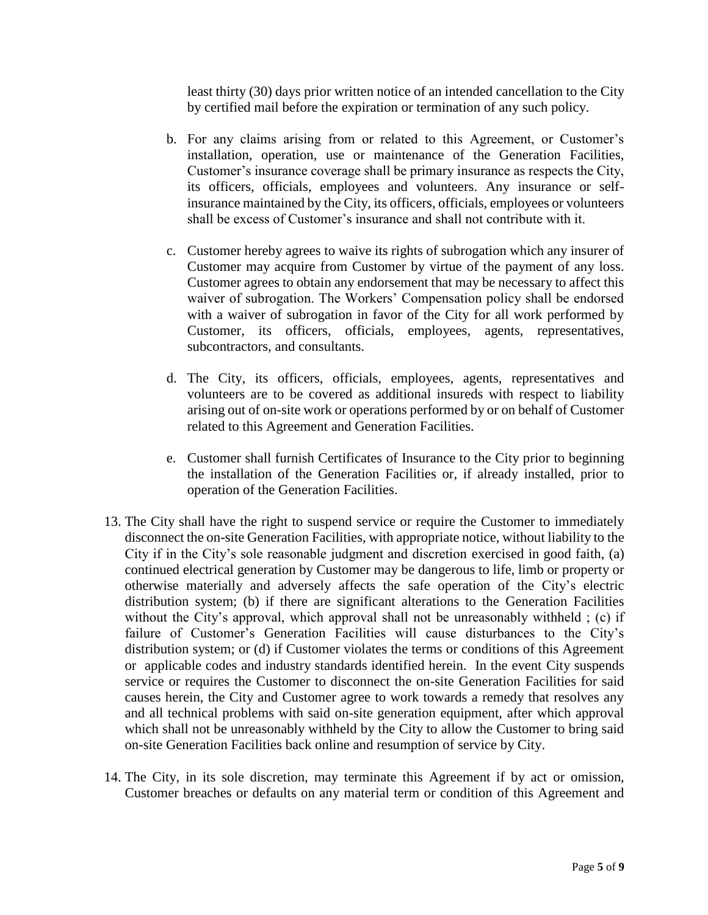least thirty (30) days prior written notice of an intended cancellation to the City by certified mail before the expiration or termination of any such policy.

b. For any claims arising from or related to this Agreement, or Customer's installation, operation, use or maintenance of the Generation Facilities, Customer's insurance coverage shall be primary insurance as respects the City, its officers, officials, employees and volunteers. Any insurance or self-insurance maintained by the City, its officers, officials, employees or volunteers shall be excess of Customer's insurance and shall not contribute with it.

c. Customer hereby agrees to waive its rights of subrogation which any insurer of Customer may acquire from Customer by virtue of the payment of any loss. Customer agrees to obtain any endorsement that may be necessary to affect this waiver of subrogation. The Workers' Compensation policy shall be endorsed with a waiver of subrogation in favor of the City for all work performed by Customer, its officers, officials, employees, agents, representatives, subcontractors, and consultants.

d. The City, its officers, officials, employees, agents, representatives and volunteers are to be covered as additional insureds with respect to liability arising out of on-site work or operations performed by or on behalf of Customer related to this Agreement and Generation Facilities.

e. Customer shall furnish Certificates of Insurance to the City prior to beginning the installation of the Generation Facilities or, if already installed, prior to operation of the Generation Facilities.

13. The City shall have the right to suspend service or require the Customer to immediately disconnect the on-site Generation Facilities, with appropriate notice, without liability to the City if in the City's sole reasonable judgment and discretion exercised in good faith, (a) continued electrical generation by Customer may be dangerous to life, limb or property or otherwise materially and adversely affects the safe operation of the City's electric distribution system; (b) if there are significant alterations to the Generation Facilities without the City's approval, which approval shall not be unreasonably withheld ; (c) if failure of Customer's Generation Facilities will cause disturbances to the City's distribution system; or (d) if Customer violates the terms or conditions of this Agreement or applicable codes and industry standards identified herein. In the event City suspends service or requires the Customer to disconnect the on-site Generation Facilities for said causes herein, the City and Customer agree to work towards a remedy that resolves any and all technical problems with said on-site generation equipment, after which approval which shall not be unreasonably withheld by the City to allow the Customer to bring said on-site Generation Facilities back online and resumption of service by City.

14. The City, in its sole discretion, may terminate this Agreement if by act or omission, Customer breaches or defaults on any material term or condition of this Agreement and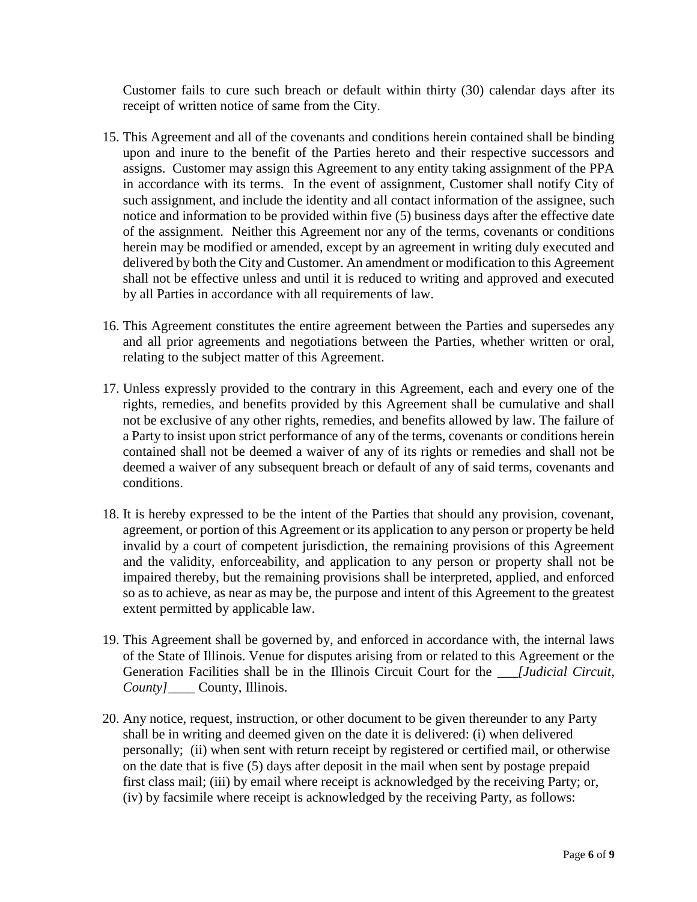Customer fails to cure such breach or default within thirty (30) calendar days after its receipt of written notice of same from the City.

15. This Agreement and all of the covenants and conditions herein contained shall be binding upon and inure to the benefit of the Parties hereto and their respective successors and assigns. Customer may assign this Agreement to any entity taking assignment of the PPA in accordance with its terms. In the event of assignment, Customer shall notify City of such assignment, and include the identity and all contact information of the assignee, such notice and information to be provided within five (5) business days after the effective date of the assignment. Neither this Agreement nor any of the terms, covenants or conditions herein may be modified or amended, except by an agreement in writing duly executed and delivered by both the City and Customer. An amendment or modification to this Agreement shall not be effective unless and until it is reduced to writing and approved and executed by all Parties in accordance with all requirements of law.

16. This Agreement constitutes the entire agreement between the Parties and supersedes any and all prior agreements and negotiations between the Parties, whether written or oral, relating to the subject matter of this Agreement.

17. Unless expressly provided to the contrary in this Agreement, each and every one of the rights, remedies, and benefits provided by this Agreement shall be cumulative and shall not be exclusive of any other rights, remedies, and benefits allowed by law. The failure of a Party to insist upon strict performance of any of the terms, covenants or conditions herein contained shall not be deemed a waiver of any of its rights or remedies and shall not be deemed a waiver of any subsequent breach or default of any of said terms, covenants and conditions.

18. It is hereby expressed to be the intent of the Parties that should any provision, covenant, agreement, or portion of this Agreement or its application to any person or property be held invalid by a court of competent jurisdiction, the remaining provisions of this Agreement and the validity, enforceability, and application to any person or property shall not be impaired thereby, but the remaining provisions shall be interpreted, applied, and enforced so as to achieve, as near as may be, the purpose and intent of this Agreement to the greatest extent permitted by applicable law.

19. This Agreement shall be governed by, and enforced in accordance with, the internal laws of the State of Illinois. Venue for disputes arising from or related to this Agreement or the Generation Facilities shall be in the Illinois Circuit Court for the ___*[Judicial Circuit, County]*____ County, Illinois.

20. Any notice, request, instruction, or other document to be given thereunder to any Party shall be in writing and deemed given on the date it is delivered: (i) when delivered personally; (ii) when sent with return receipt by registered or certified mail, or otherwise on the date that is five (5) days after deposit in the mail when sent by postage prepaid first class mail; (iii) by email where receipt is acknowledged by the receiving Party; or, (iv) by facsimile where receipt is acknowledged by the receiving Party, as follows: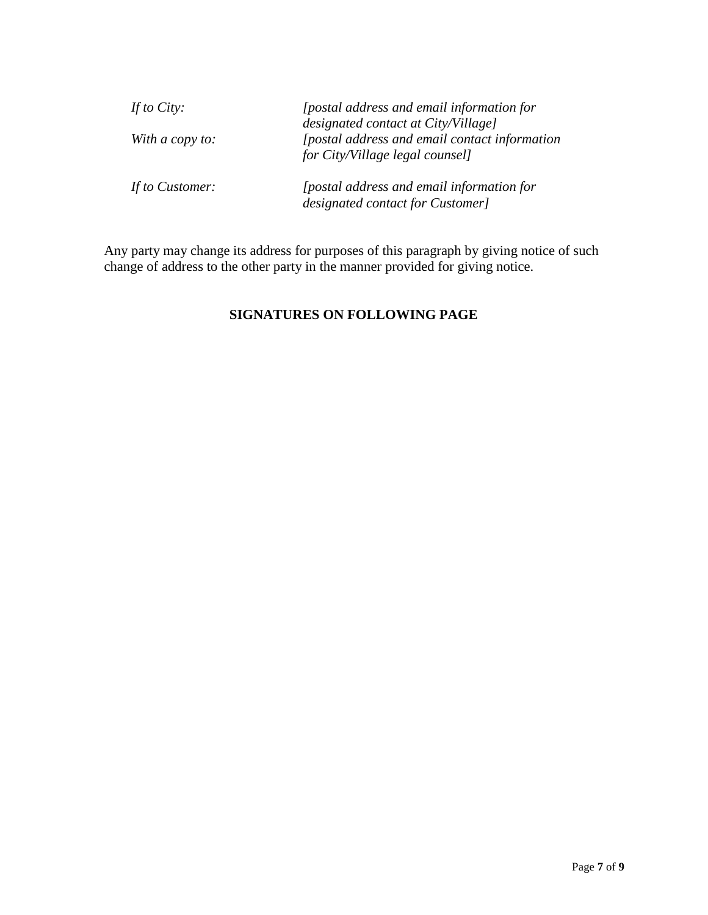| | |
|---|---|
| *If to City:* | *[postal address and email information for designated contact at City/Village]* |
| *With a copy to:* | *[postal address and email contact information for City/Village legal counsel]* |
| *If to Customer:* | *[postal address and email information for designated contact for Customer]* |

Any party may change its address for purposes of this paragraph by giving notice of such change of address to the other party in the manner provided for giving notice.

**SIGNATURES ON FOLLOWING PAGE**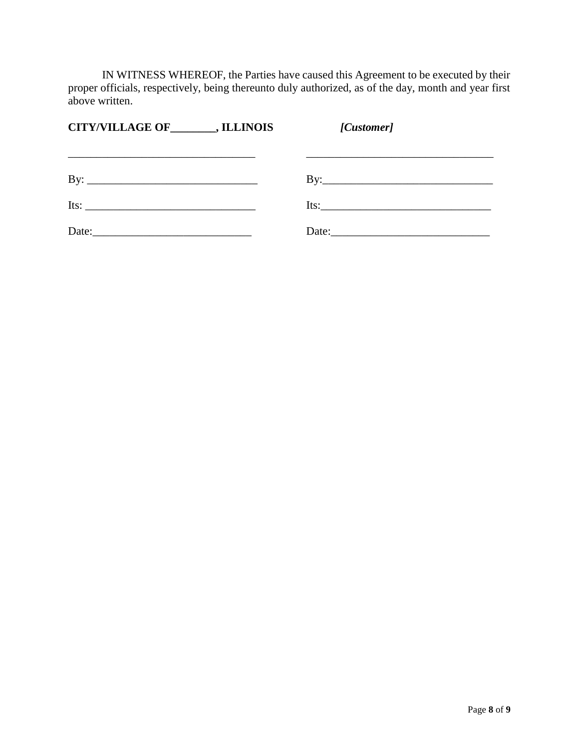IN WITNESS WHEREOF, the Parties have caused this Agreement to be executed by their proper officials, respectively, being thereunto duly authorized, as of the day, month and year first above written.

| **CITY/VILLAGE OF________, ILLINOIS** | ***[Customer]*** |
|---|---|
| _________________________________ | _________________________________ |
| By: ______________________________ | By:______________________________ |
| Its: ______________________________ | Its:______________________________ |
| Date:____________________________ | Date:____________________________ |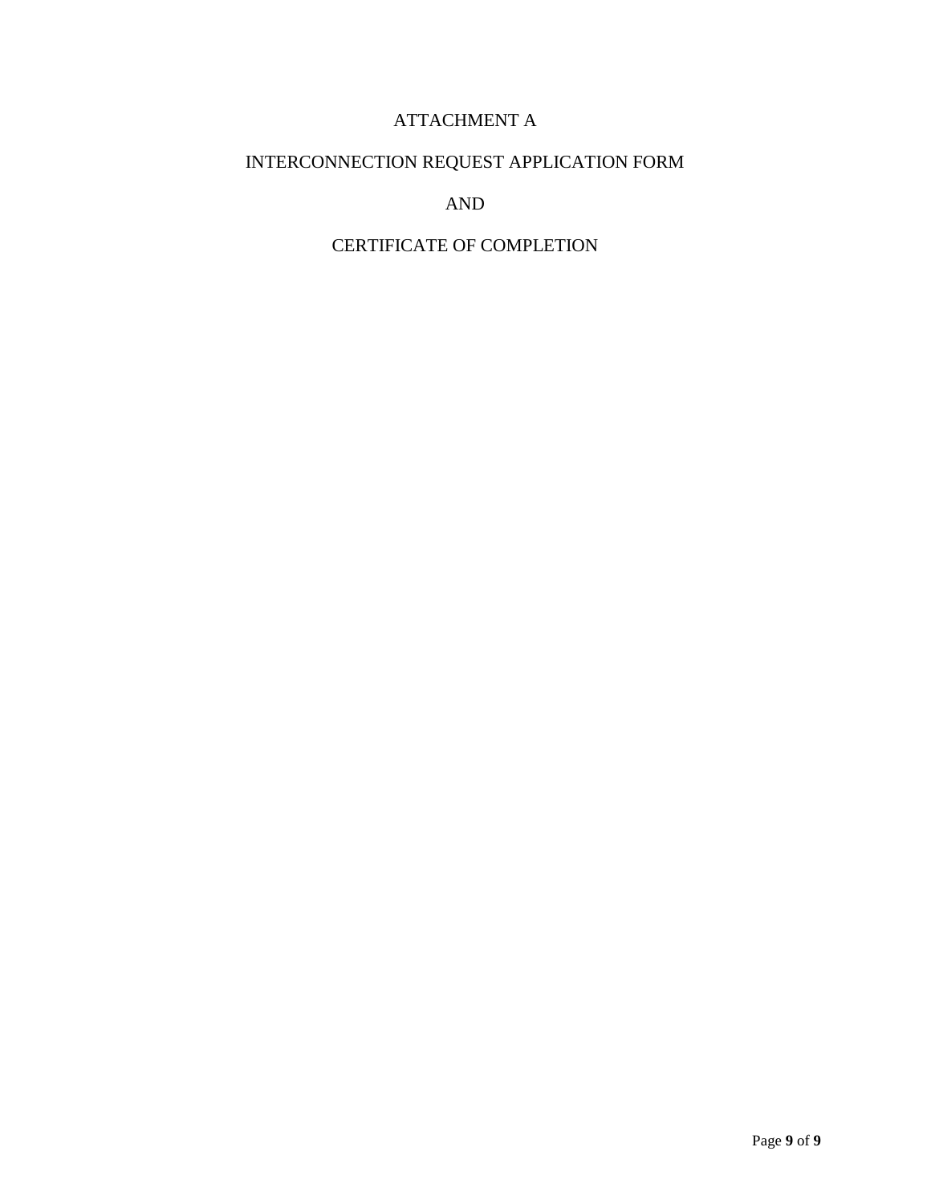# ATTACHMENT A

# INTERCONNECTION REQUEST APPLICATION FORM

# AND

# CERTIFICATE OF COMPLETION